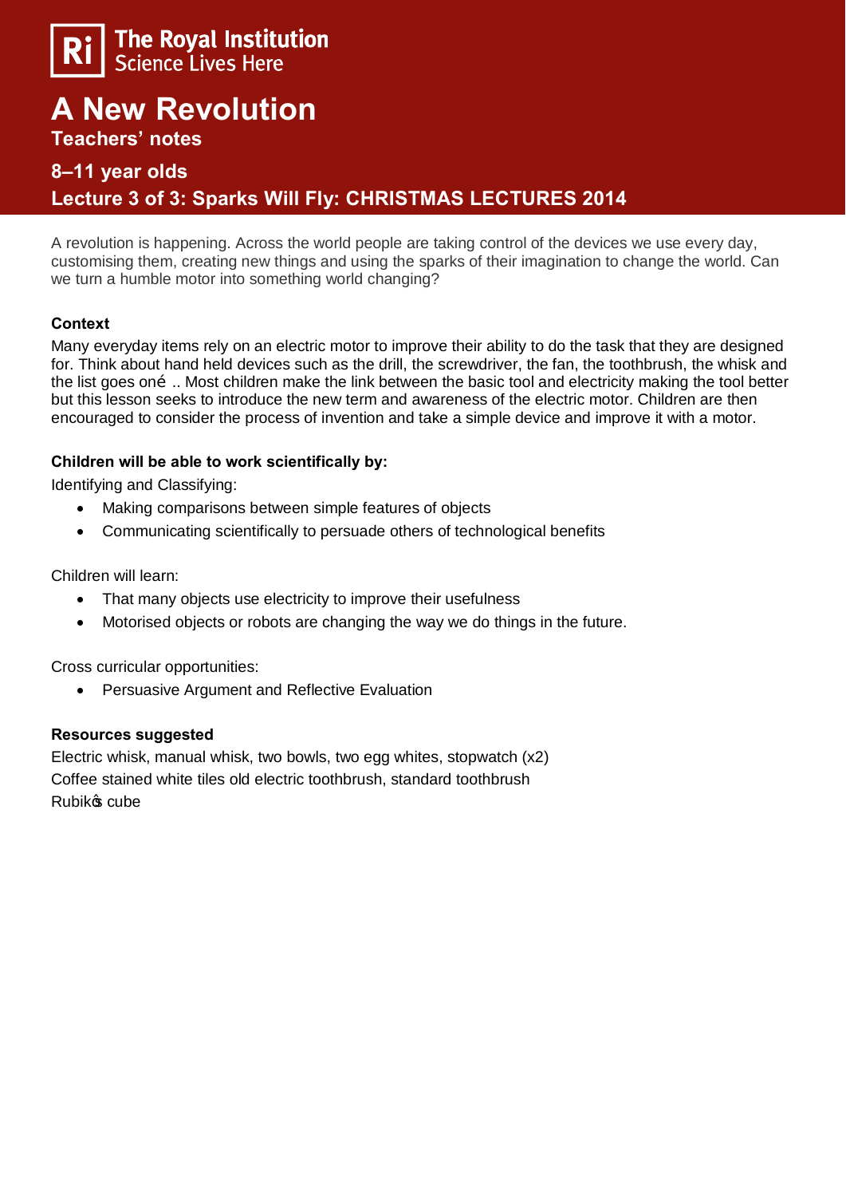The Royal Institution
Science Lives Here

# A New Revolution

## Teachers' notes

## 8–11 year olds

## Lecture 3 of 3: Sparks Will Fly: CHRISTMAS LECTURES 2014

A revolution is happening. Across the world people are taking control of the devices we use every day, customising them, creating new things and using the sparks of their imagination to change the world. Can we turn a humble motor into something world changing?

**Context**

Many everyday items rely on an electric motor to improve their ability to do the task that they are designed for. Think about hand held devices such as the drill, the screwdriver, the fan, the toothbrush, the whisk and the list goes oné .. Most children make the link between the basic tool and electricity making the tool better but this lesson seeks to introduce the new term and awareness of the electric motor. Children are then encouraged to consider the process of invention and take a simple device and improve it with a motor.

**Children will be able to work scientifically by:**

Identifying and Classifying:

- Making comparisons between simple features of objects
- Communicating scientifically to persuade others of technological benefits

Children will learn:

- That many objects use electricity to improve their usefulness
- Motorised objects or robots are changing the way we do things in the future.

Cross curricular opportunities:

- Persuasive Argument and Reflective Evaluation

**Resources suggested**

Electric whisk, manual whisk, two bowls, two egg whites, stopwatch (x2)
Coffee stained white tiles old electric toothbrush, standard toothbrush
Rubikŏs cube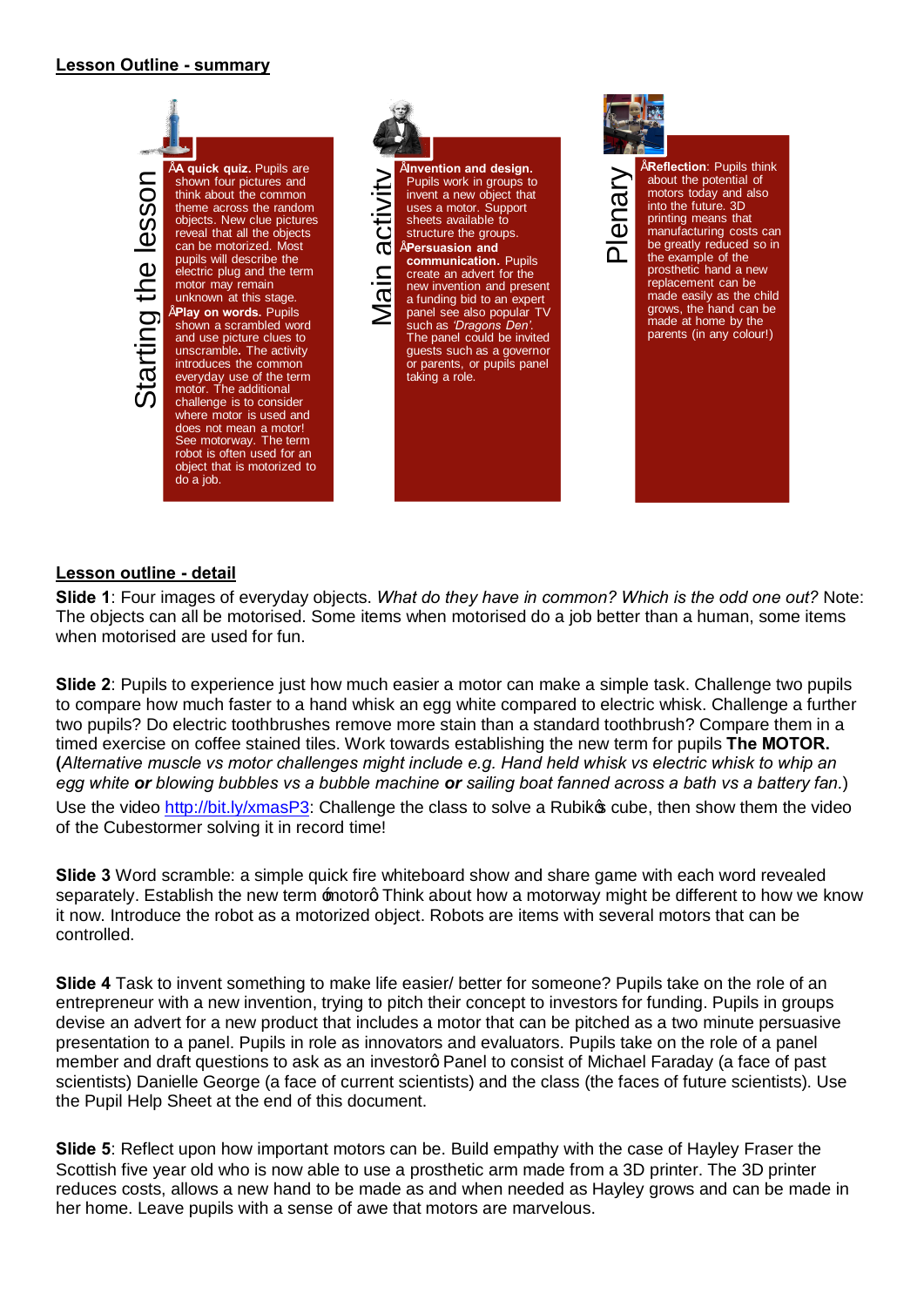## Lesson Outline - summary

### Starting the lesson

- **A quick quiz.** Pupils are shown four pictures and think about the common theme across the random objects. New clue pictures reveal that all the objects can be motorized. Most pupils will describe the electric plug and the term motor may remain unknown at this stage.
- **Play on words.** Pupils shown a scrambled word and use picture clues to unscramble. The activity introduces the common everyday use of the term motor. The additional challenge is to consider where motor is used and does not mean a motor! See motorway. The term robot is often used for an object that is motorized to do a job.

### Main activity

- **Invention and design.** Pupils work in groups to invent a new object that uses a motor. Support sheets available to structure the groups.
- **Persuasion and communication.** Pupils create an advert for the new invention and present a funding bid to an expert panel see also popular TV such as *'Dragons Den'*. The panel could be invited guests such as a governor or parents, or pupils panel taking a role.

### Plenary

- **Reflection**: Pupils think about the potential of motors today and also into the future. 3D printing means that manufacturing costs can be greatly reduced so in the example of the prosthetic hand a new replacement can be made easily as the child grows, the hand can be made at home by the parents (in any colour!)

## Lesson outline - detail

**Slide 1**: Four images of everyday objects. *What do they have in common? Which is the odd one out?* Note: The objects can all be motorised. Some items when motorised do a job better than a human, some items when motorised are used for fun.

**Slide 2**: Pupils to experience just how much easier a motor can make a simple task. Challenge two pupils to compare how much faster to a hand whisk an egg white compared to electric whisk. Challenge a further two pupils? Do electric toothbrushes remove more stain than a standard toothbrush? Compare them in a timed exercise on coffee stained tiles. Work towards establishing the new term for pupils **The MOTOR.** (*Alternative muscle vs motor challenges might include e.g. Hand held whisk vs electric whisk to whip an egg white **or** blowing bubbles vs a bubble machine **or** sailing boat fanned across a bath vs a battery fan.*)

Use the video http://bit.ly/xmasP3: Challenge the class to solve a Rubik's cube, then show them the video of the Cubestormer solving it in record time!

**Slide 3** Word scramble: a simple quick fire whiteboard show and share game with each word revealed separately. Establish the new term 'motor'. Think about how a motorway might be different to how we know it now. Introduce the robot as a motorized object. Robots are items with several motors that can be controlled.

**Slide 4** Task to invent something to make life easier/ better for someone? Pupils take on the role of an entrepreneur with a new invention, trying to pitch their concept to investors for funding. Pupils in groups devise an advert for a new product that includes a motor that can be pitched as a two minute persuasive presentation to a panel. Pupils in role as innovators and evaluators. Pupils take on the role of a panel member and draft questions to ask as an investor. Panel to consist of Michael Faraday (a face of past scientists) Danielle George (a face of current scientists) and the class (the faces of future scientists). Use the Pupil Help Sheet at the end of this document.

**Slide 5**: Reflect upon how important motors can be. Build empathy with the case of Hayley Fraser the Scottish five year old who is now able to use a prosthetic arm made from a 3D printer. The 3D printer reduces costs, allows a new hand to be made as and when needed as Hayley grows and can be made in her home. Leave pupils with a sense of awe that motors are marvelous.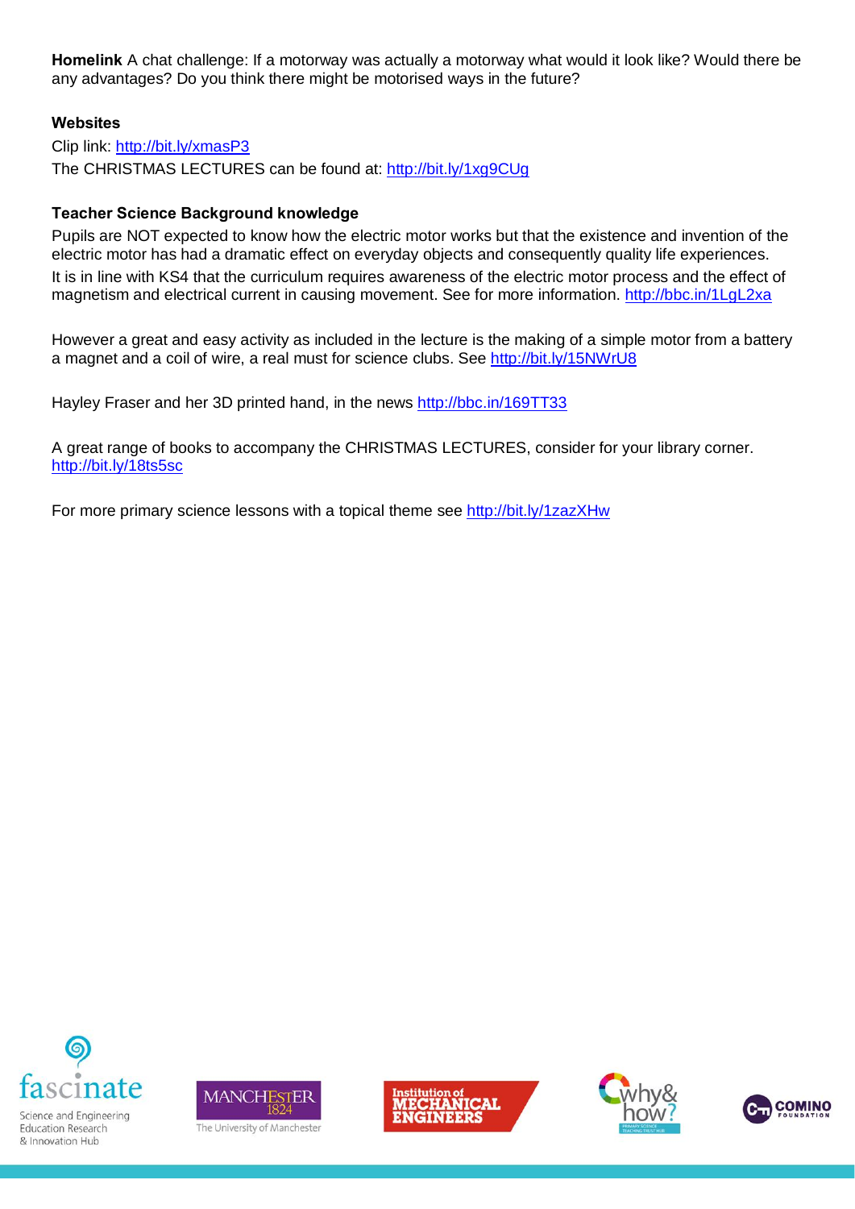**Homelink** A chat challenge: If a motorway was actually a motorway what would it look like? Would there be any advantages? Do you think there might be motorised ways in the future?

**Websites**

Clip link: http://bit.ly/xmasP3

The CHRISTMAS LECTURES can be found at: http://bit.ly/1xg9CUg

**Teacher Science Background knowledge**

Pupils are NOT expected to know how the electric motor works but that the existence and invention of the electric motor has had a dramatic effect on everyday objects and consequently quality life experiences.

It is in line with KS4 that the curriculum requires awareness of the electric motor process and the effect of magnetism and electrical current in causing movement. See for more information. http://bbc.in/1LgL2xa

However a great and easy activity as included in the lecture is the making of a simple motor from a battery a magnet and a coil of wire, a real must for science clubs. See http://bit.ly/15NWrU8

Hayley Fraser and her 3D printed hand, in the news http://bbc.in/169TT33

A great range of books to accompany the CHRISTMAS LECTURES, consider for your library corner. http://bit.ly/18ts5sc

For more primary science lessons with a topical theme see http://bit.ly/1zazXHw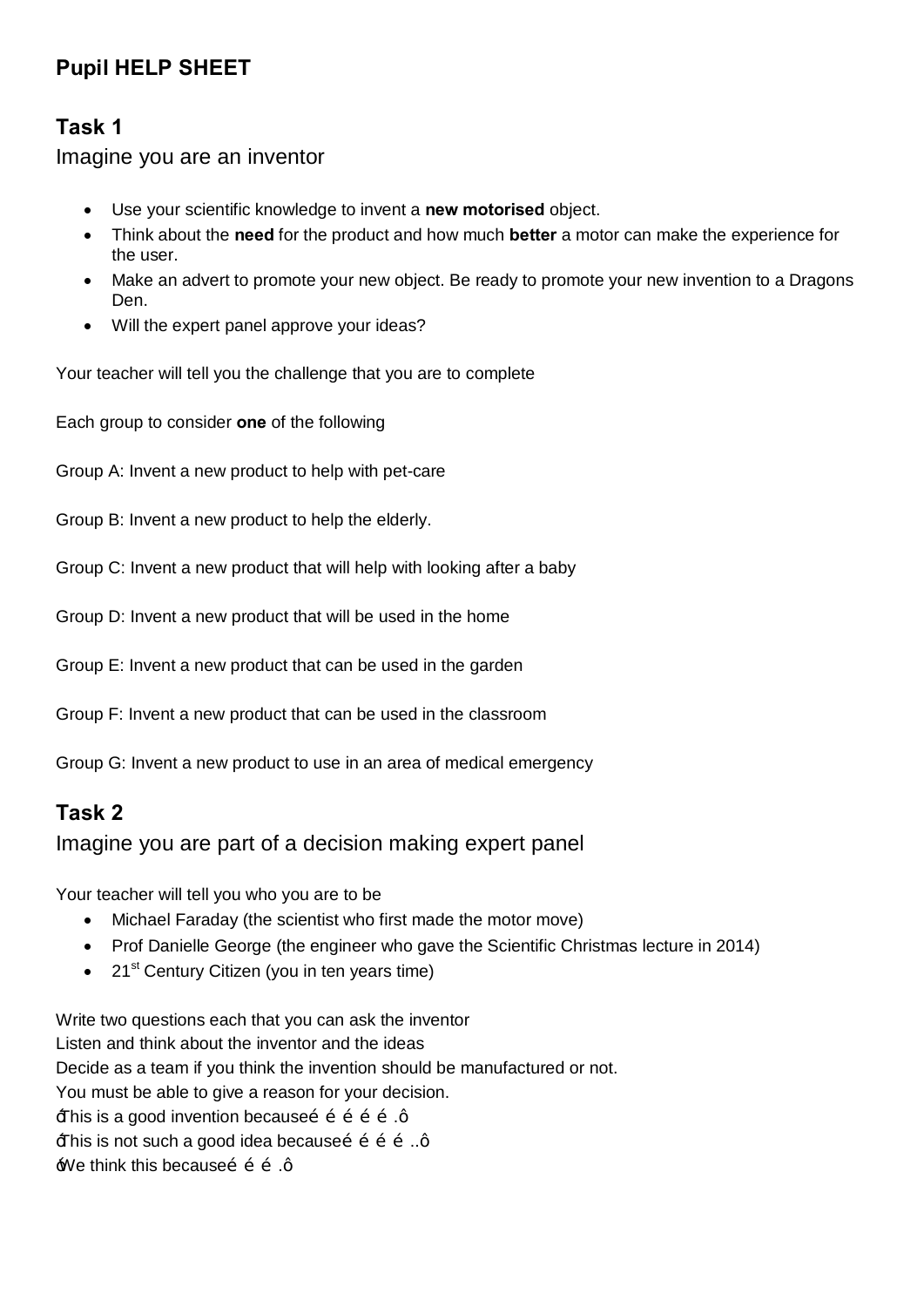## Pupil HELP SHEET

### Task 1

Imagine you are an inventor

- Use your scientific knowledge to invent a **new motorised** object.
- Think about the **need** for the product and how much **better** a motor can make the experience for the user.
- Make an advert to promote your new object. Be ready to promote your new invention to a Dragons Den.
- Will the expert panel approve your ideas?

Your teacher will tell you the challenge that you are to complete

Each group to consider **one** of the following

Group A: Invent a new product to help with pet-care

Group B: Invent a new product to help the elderly.

Group C: Invent a new product that will help with looking after a baby

Group D: Invent a new product that will be used in the home

Group E: Invent a new product that can be used in the garden

Group F: Invent a new product that can be used in the classroom

Group G: Invent a new product to use in an area of medical emergency

### Task 2

Imagine you are part of a decision making expert panel

Your teacher will tell you who you are to be

- Michael Faraday (the scientist who first made the motor move)
- Prof Danielle George (the engineer who gave the Scientific Christmas lecture in 2014)
- 21st Century Citizen (you in ten years time)

Write two questions each that you can ask the inventor

Listen and think about the inventor and the ideas

Decide as a team if you think the invention should be manufactured or not.

You must be able to give a reason for your decision.

óThis is a good invention becauseé é é é é .ô

óThis is not such a good idea becauseé é é é ..ô

óWe think this becauseé é é .ô